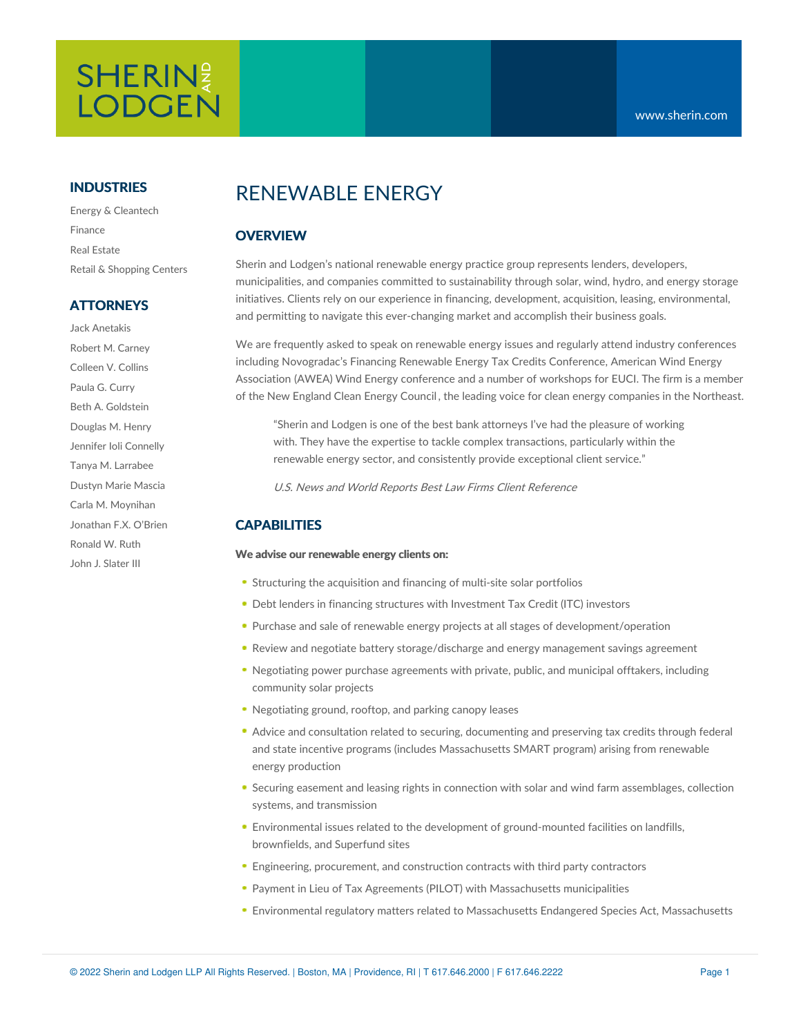# RENEWABLE ENERGY

## OVERVIEW

Sherin and Lodgen's national renewable energy practice group represents lenders, developers, municipalities, and companies committed to sustainability through solar, wind, hydro, and energy storage initiatives. Clients rely on our experience in financing, development, acquisition, leasing, environmental, and permitting to navigate this ever-changing market and accomplish their business goals.

We are frequently asked to speak on renewable energy issues and regularly attend industry conferences including Novogradac's Financing Renewable Energy Tax Credits Conference, American Wind Energy Association (AWEA) Wind Energy conference and a number of workshops for EUCI. The firm is a member of the New England Clean Energy Council, the leading voice for clean energy companies in the Northeast.

> "Sherin and Lodgen is one of the best bank attorneys I've had the pleasure of working with. They have the expertise to tackle complex transactions, particularly within the renewable energy sector, and consistently provide exceptional client service."
>
> *U.S. News and World Reports Best Law Firms Client Reference*

## CAPABILITIES

**We advise our renewable energy clients on:**

- Structuring the acquisition and financing of multi-site solar portfolios
- Debt lenders in financing structures with Investment Tax Credit (ITC) investors
- Purchase and sale of renewable energy projects at all stages of development/operation
- Review and negotiate battery storage/discharge and energy management savings agreement
- Negotiating power purchase agreements with private, public, and municipal offtakers, including community solar projects
- Negotiating ground, rooftop, and parking canopy leases
- Advice and consultation related to securing, documenting and preserving tax credits through federal and state incentive programs (includes Massachusetts SMART program) arising from renewable energy production
- Securing easement and leasing rights in connection with solar and wind farm assemblages, collection systems, and transmission
- Environmental issues related to the development of ground-mounted facilities on landfills, brownfields, and Superfund sites
- Engineering, procurement, and construction contracts with third party contractors
- Payment in Lieu of Tax Agreements (PILOT) with Massachusetts municipalities
- Environmental regulatory matters related to Massachusetts Endangered Species Act, Massachusetts

### INDUSTRIES

- Energy & Cleantech
- Finance
- Real Estate
- Retail & Shopping Centers

### ATTORNEYS

- Jack Anetakis
- Robert M. Carney
- Colleen V. Collins
- Paula G. Curry
- Beth A. Goldstein
- Douglas M. Henry
- Jennifer Ioli Connelly
- Tanya M. Larrabee
- Dustyn Marie Mascia
- Carla M. Moynihan
- Jonathan F.X. O'Brien
- Ronald W. Ruth
- John J. Slater III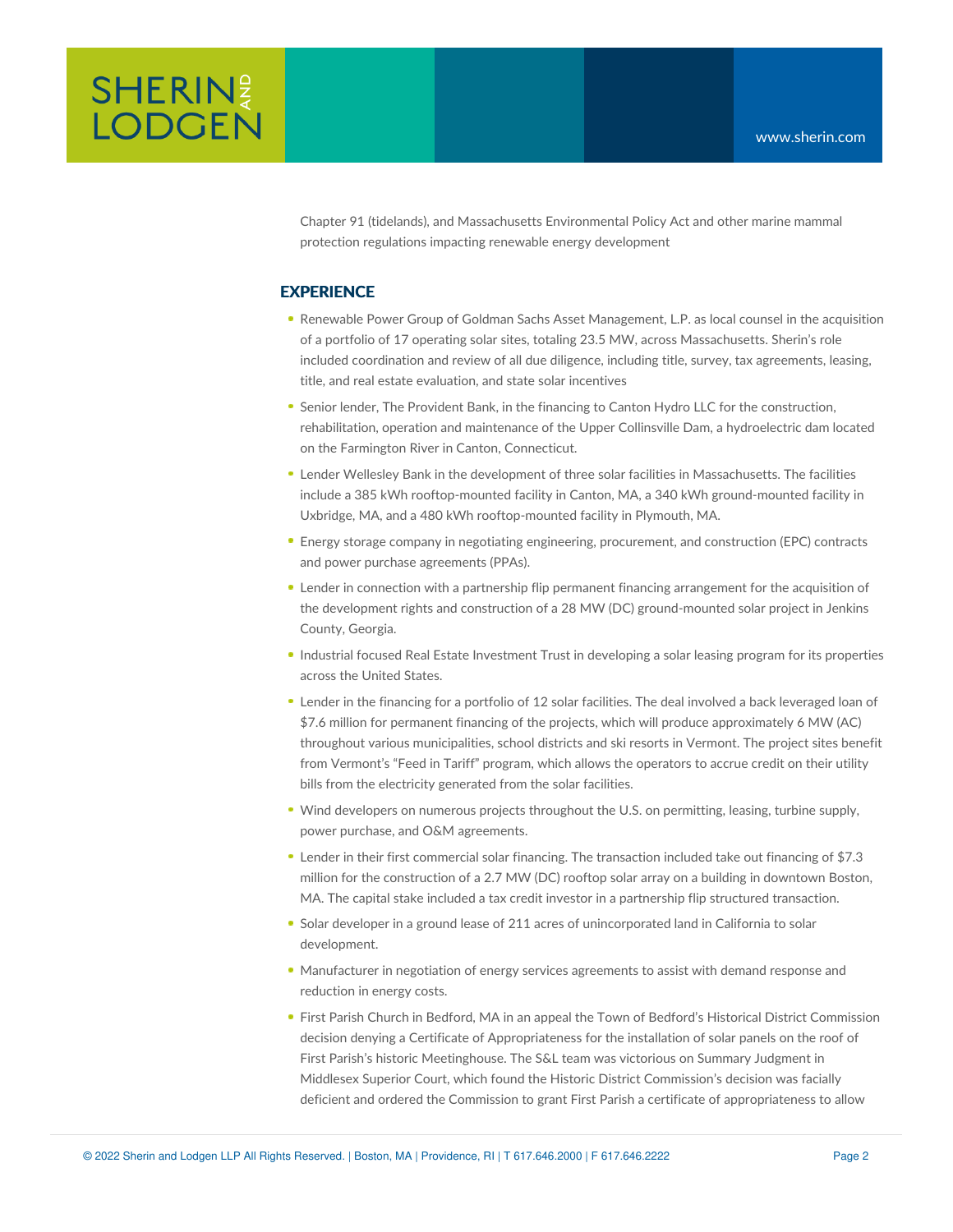Chapter 91 (tidelands), and Massachusetts Environmental Policy Act and other marine mammal protection regulations impacting renewable energy development

## EXPERIENCE

- Renewable Power Group of Goldman Sachs Asset Management, L.P. as local counsel in the acquisition of a portfolio of 17 operating solar sites, totaling 23.5 MW, across Massachusetts. Sherin's role included coordination and review of all due diligence, including title, survey, tax agreements, leasing, title, and real estate evaluation, and state solar incentives
- Senior lender, The Provident Bank, in the financing to Canton Hydro LLC for the construction, rehabilitation, operation and maintenance of the Upper Collinsville Dam, a hydroelectric dam located on the Farmington River in Canton, Connecticut.
- Lender Wellesley Bank in the development of three solar facilities in Massachusetts. The facilities include a 385 kWh rooftop-mounted facility in Canton, MA, a 340 kWh ground-mounted facility in Uxbridge, MA, and a 480 kWh rooftop-mounted facility in Plymouth, MA.
- Energy storage company in negotiating engineering, procurement, and construction (EPC) contracts and power purchase agreements (PPAs).
- Lender in connection with a partnership flip permanent financing arrangement for the acquisition of the development rights and construction of a 28 MW (DC) ground-mounted solar project in Jenkins County, Georgia.
- Industrial focused Real Estate Investment Trust in developing a solar leasing program for its properties across the United States.
- Lender in the financing for a portfolio of 12 solar facilities. The deal involved a back leveraged loan of $7.6 million for permanent financing of the projects, which will produce approximately 6 MW (AC) throughout various municipalities, school districts and ski resorts in Vermont. The project sites benefit from Vermont's "Feed in Tariff" program, which allows the operators to accrue credit on their utility bills from the electricity generated from the solar facilities.
- Wind developers on numerous projects throughout the U.S. on permitting, leasing, turbine supply, power purchase, and O&M agreements.
- Lender in their first commercial solar financing. The transaction included take out financing of $7.3 million for the construction of a 2.7 MW (DC) rooftop solar array on a building in downtown Boston, MA. The capital stake included a tax credit investor in a partnership flip structured transaction.
- Solar developer in a ground lease of 211 acres of unincorporated land in California to solar development.
- Manufacturer in negotiation of energy services agreements to assist with demand response and reduction in energy costs.
- First Parish Church in Bedford, MA in an appeal the Town of Bedford's Historical District Commission decision denying a Certificate of Appropriateness for the installation of solar panels on the roof of First Parish's historic Meetinghouse. The S&L team was victorious on Summary Judgment in Middlesex Superior Court, which found the Historic District Commission's decision was facially deficient and ordered the Commission to grant First Parish a certificate of appropriateness to allow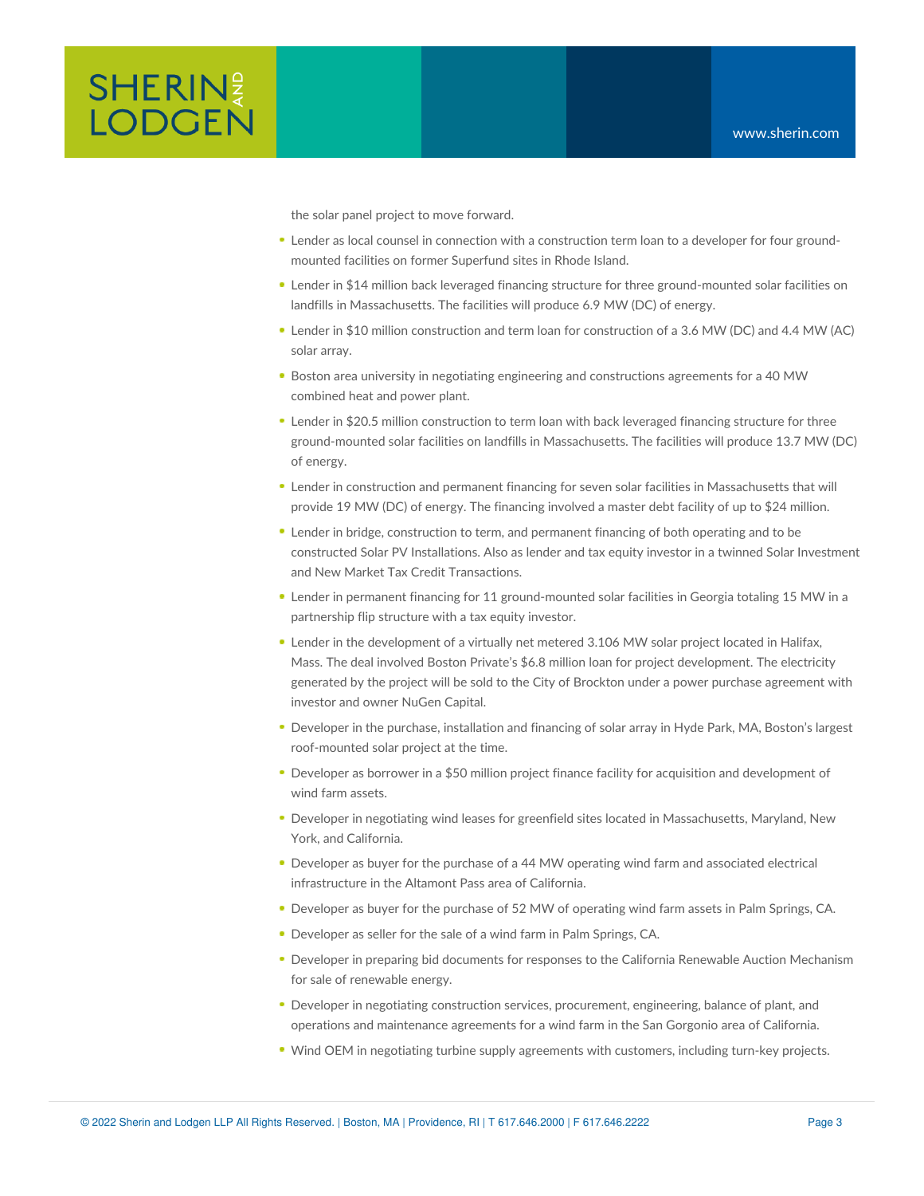the solar panel project to move forward.

- Lender as local counsel in connection with a construction term loan to a developer for four ground-mounted facilities on former Superfund sites in Rhode Island.
- Lender in $14 million back leveraged financing structure for three ground-mounted solar facilities on landfills in Massachusetts. The facilities will produce 6.9 MW (DC) of energy.
- Lender in $10 million construction and term loan for construction of a 3.6 MW (DC) and 4.4 MW (AC) solar array.
- Boston area university in negotiating engineering and constructions agreements for a 40 MW combined heat and power plant.
- Lender in $20.5 million construction to term loan with back leveraged financing structure for three ground-mounted solar facilities on landfills in Massachusetts. The facilities will produce 13.7 MW (DC) of energy.
- Lender in construction and permanent financing for seven solar facilities in Massachusetts that will provide 19 MW (DC) of energy. The financing involved a master debt facility of up to $24 million.
- Lender in bridge, construction to term, and permanent financing of both operating and to be constructed Solar PV Installations. Also as lender and tax equity investor in a twinned Solar Investment and New Market Tax Credit Transactions.
- Lender in permanent financing for 11 ground-mounted solar facilities in Georgia totaling 15 MW in a partnership flip structure with a tax equity investor.
- Lender in the development of a virtually net metered 3.106 MW solar project located in Halifax, Mass. The deal involved Boston Private's $6.8 million loan for project development. The electricity generated by the project will be sold to the City of Brockton under a power purchase agreement with investor and owner NuGen Capital.
- Developer in the purchase, installation and financing of solar array in Hyde Park, MA, Boston's largest roof-mounted solar project at the time.
- Developer as borrower in a $50 million project finance facility for acquisition and development of wind farm assets.
- Developer in negotiating wind leases for greenfield sites located in Massachusetts, Maryland, New York, and California.
- Developer as buyer for the purchase of a 44 MW operating wind farm and associated electrical infrastructure in the Altamont Pass area of California.
- Developer as buyer for the purchase of 52 MW of operating wind farm assets in Palm Springs, CA.
- Developer as seller for the sale of a wind farm in Palm Springs, CA.
- Developer in preparing bid documents for responses to the California Renewable Auction Mechanism for sale of renewable energy.
- Developer in negotiating construction services, procurement, engineering, balance of plant, and operations and maintenance agreements for a wind farm in the San Gorgonio area of California.
- Wind OEM in negotiating turbine supply agreements with customers, including turn-key projects.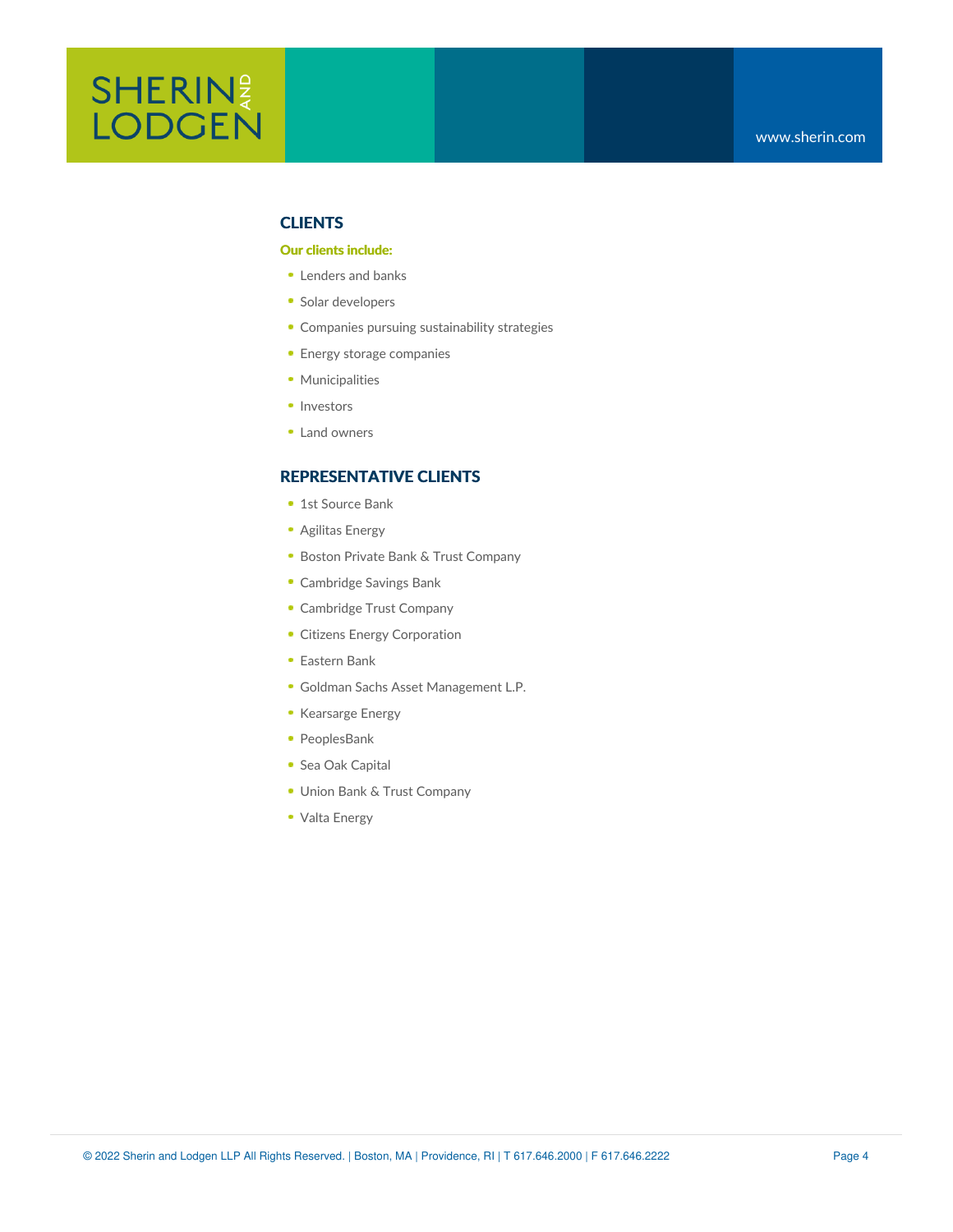## CLIENTS

**Our clients include:**

- Lenders and banks
- Solar developers
- Companies pursuing sustainability strategies
- Energy storage companies
- Municipalities
- Investors
- Land owners

## REPRESENTATIVE CLIENTS

- 1st Source Bank
- Agilitas Energy
- Boston Private Bank & Trust Company
- Cambridge Savings Bank
- Cambridge Trust Company
- Citizens Energy Corporation
- Eastern Bank
- Goldman Sachs Asset Management L.P.
- Kearsarge Energy
- PeoplesBank
- Sea Oak Capital
- Union Bank & Trust Company
- Valta Energy